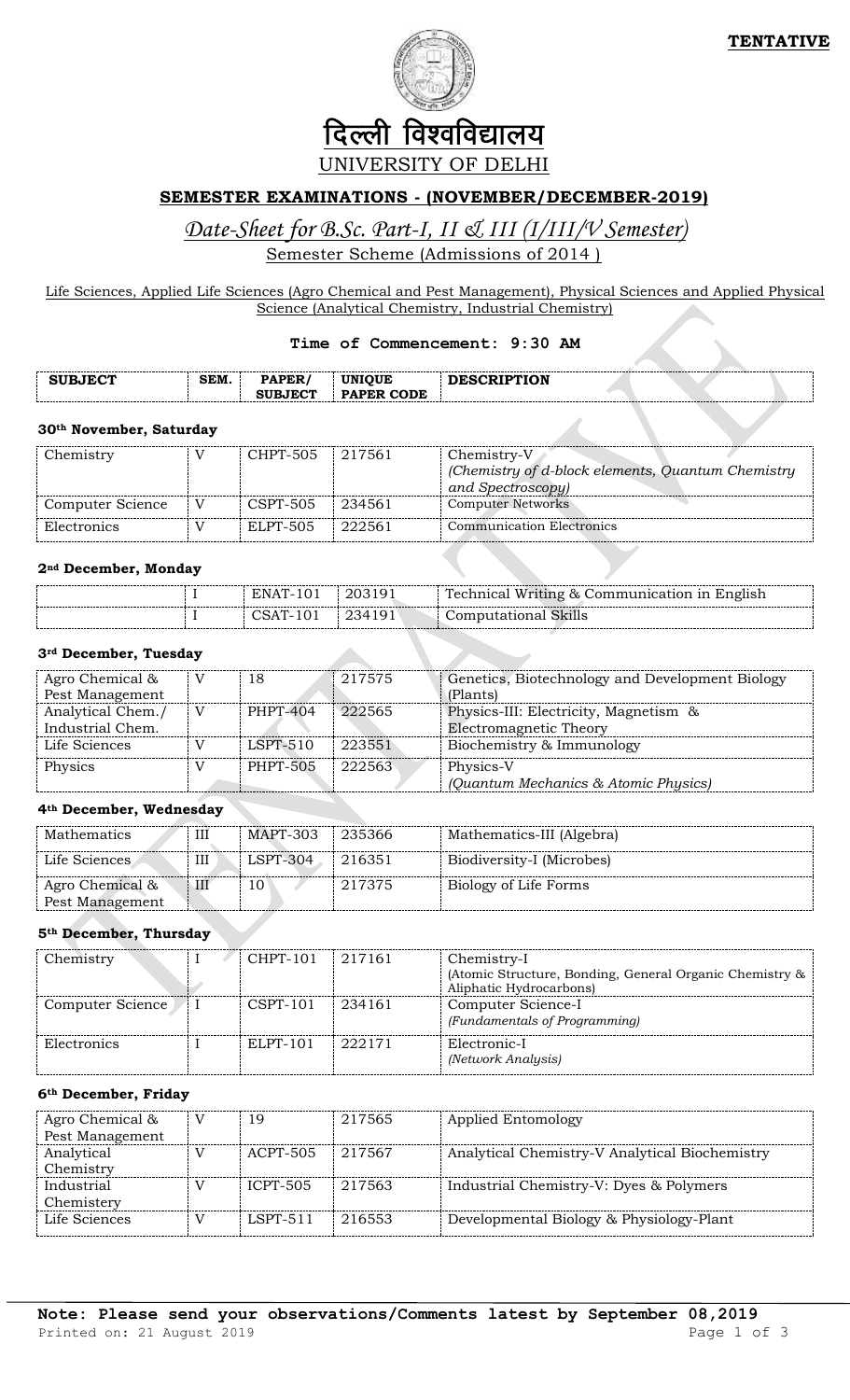**TENTATIVE**

दिल्ली विश्वविद्यालय

UNIVERSITY OF DELHI

## SEMESTER EXAMINATIONS - (NOVEMBER/DECEMBER-2019)

*Date-Sheet for B.Sc. Part-I, II & III (I/III/V Semester)*

Semester Scheme (Admissions of 2014 )

Life Sciences, Applied Life Sciences (Agro Chemical and Pest Management), Physical Sciences and Applied Physical Science (Analytical Chemistry, Industrial Chemistry)

**Time of Commencement: 9:30 AM**

| SUBJECT | SEM. | PAPER/ SUBJECT | UNIQUE PAPER CODE | DESCRIPTION |
|---|---|---|---|---|
| **30th November, Saturday** | | | | |
| Chemistry | V | CHPT-505 | 217561 | Chemistry-V *(Chemistry of d-block elements, Quantum Chemistry and Spectroscopy)* |
| Computer Science | V | CSPT-505 | 234561 | Computer Networks |
| Electronics | V | ELPT-505 | 222561 | Communication Electronics |
| **2nd December, Monday** | | | | |
| | I | ENAT-101 | 203191 | Technical Writing & Communication in English |
| | I | CSAT-101 | 234191 | Computational Skills |
| **3rd December, Tuesday** | | | | |
| Agro Chemical & Pest Management | V | 18 | 217575 | Genetics, Biotechnology and Development Biology (Plants) |
| Analytical Chem./ Industrial Chem. | V | PHPT-404 | 222565 | Physics-III: Electricity, Magnetism & Electromagnetic Theory |
| Life Sciences | V | LSPT-510 | 223551 | Biochemistry & Immunology |
| Physics | V | PHPT-505 | 222563 | Physics-V *(Quantum Mechanics & Atomic Physics)* |
| **4th December, Wednesday** | | | | |
| Mathematics | III | MAPT-303 | 235366 | Mathematics-III (Algebra) |
| Life Sciences | III | LSPT-304 | 216351 | Biodiversity-I (Microbes) |
| Agro Chemical & Pest Management | III | 10 | 217375 | Biology of Life Forms |
| **5th December, Thursday** | | | | |
| Chemistry | I | CHPT-101 | 217161 | Chemistry-I (Atomic Structure, Bonding, General Organic Chemistry & Aliphatic Hydrocarbons) |
| Computer Science | I | CSPT-101 | 234161 | Computer Science-I *(Fundamentals of Programming)* |
| Electronics | I | ELPT-101 | 222171 | Electronic-I *(Network Analysis)* |
| **6th December, Friday** | | | | |
| Agro Chemical & Pest Management | V | 19 | 217565 | Applied Entomology |
| Analytical Chemistry | V | ACPT-505 | 217567 | Analytical Chemistry-V Analytical Biochemistry |
| Industrial Chemistery | V | ICPT-505 | 217563 | Industrial Chemistry-V: Dyes & Polymers |
| Life Sciences | V | LSPT-511 | 216553 | Developmental Biology & Physiology-Plant |

**Note: Please send your observations/Comments latest by September 08,2019**

Printed on: 21 August 2019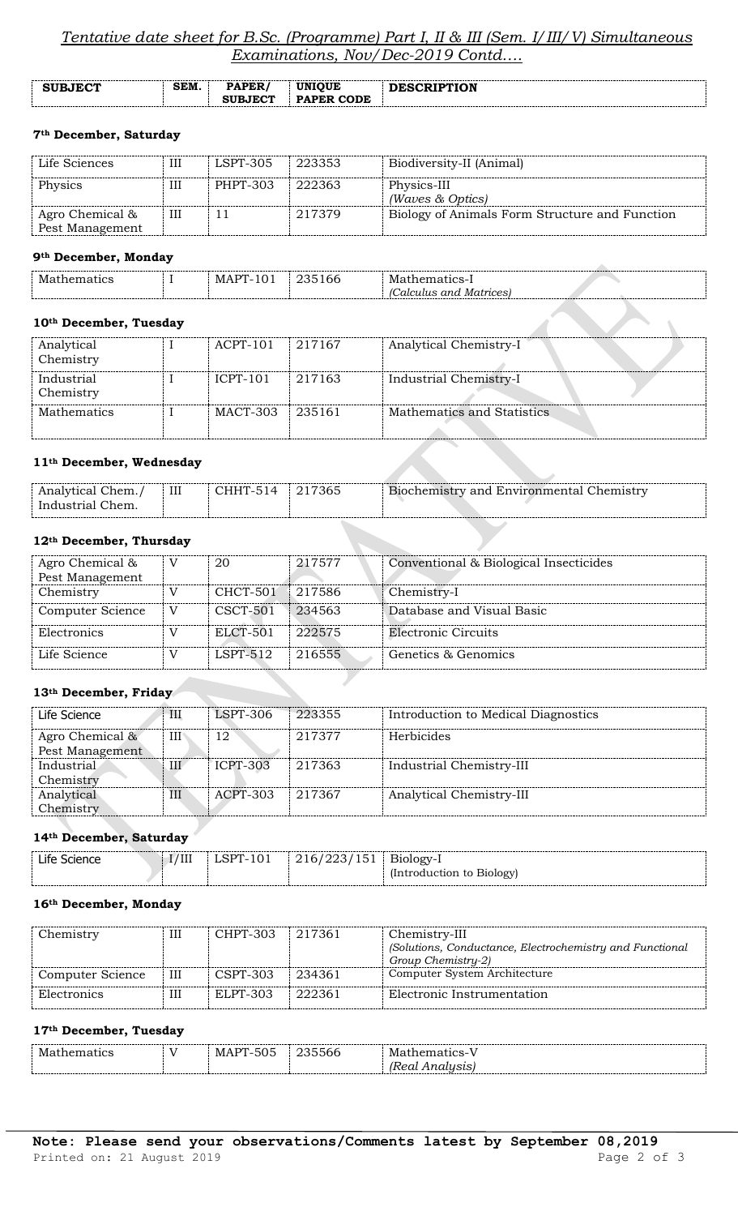*Tentative date sheet for B.Sc. (Programme) Part I, II & III (Sem. I/III/V) Simultaneous Examinations, Nov/Dec-2019 Contd….*

| SUBJECT | SEM. | PAPER/ SUBJECT | UNIQUE PAPER CODE | DESCRIPTION |
|---|---|---|---|---|

**7th December, Saturday**

| | | | | |
|---|---|---|---|---|
| Life Sciences | III | LSPT-305 | 223353 | Biodiversity-II (Animal) |
| Physics | III | PHPT-303 | 222363 | Physics-III *(Waves & Optics)* |
| Agro Chemical & Pest Management | III | 11 | 217379 | Biology of Animals Form Structure and Function |

**9th December, Monday**

| | | | | |
|---|---|---|---|---|
| Mathematics | I | MAPT-101 | 235166 | Mathematics-I *(Calculus and Matrices)* |

**10th December, Tuesday**

| | | | | |
|---|---|---|---|---|
| Analytical Chemistry | I | ACPT-101 | 217167 | Analytical Chemistry-I |
| Industrial Chemistry | I | ICPT-101 | 217163 | Industrial Chemistry-I |
| Mathematics | I | MACT-303 | 235161 | Mathematics and Statistics |

**11th December, Wednesday**

| | | | | |
|---|---|---|---|---|
| Analytical Chem./ Industrial Chem. | III | CHHT-514 | 217365 | Biochemistry and Environmental Chemistry |

**12th December, Thursday**

| | | | | |
|---|---|---|---|---|
| Agro Chemical & Pest Management | V | 20 | 217577 | Conventional & Biological Insecticides |
| Chemistry | V | CHCT-501 | 217586 | Chemistry-I |
| Computer Science | V | CSCT-501 | 234563 | Database and Visual Basic |
| Electronics | V | ELCT-501 | 222575 | Electronic Circuits |
| Life Science | V | LSPT-512 | 216555 | Genetics & Genomics |

**13th December, Friday**

| | | | | |
|---|---|---|---|---|
| Life Science | III | LSPT-306 | 223355 | Introduction to Medical Diagnostics |
| Agro Chemical & Pest Management | III | 12 | 217377 | Herbicides |
| Industrial Chemistry | III | ICPT-303 | 217363 | Industrial Chemistry-III |
| Analytical Chemistry | III | ACPT-303 | 217367 | Analytical Chemistry-III |

**14th December, Saturday**

| | | | | |
|---|---|---|---|---|
| Life Science | I/III | LSPT-101 | 216/223/151 | Biology-I (Introduction to Biology) |

**16th December, Monday**

| | | | | |
|---|---|---|---|---|
| Chemistry | III | CHPT-303 | 217361 | Chemistry-III *(Solutions, Conductance, Electrochemistry and Functional Group Chemistry-2)* |
| Computer Science | III | CSPT-303 | 234361 | Computer System Architecture |
| Electronics | III | ELPT-303 | 222361 | Electronic Instrumentation |

**17th December, Tuesday**

| | | | | |
|---|---|---|---|---|
| Mathematics | V | MAPT-505 | 235566 | Mathematics-V *(Real Analysis)* |

**Note: Please send your observations/Comments latest by September 08,2019**

Printed on: 21 August 2019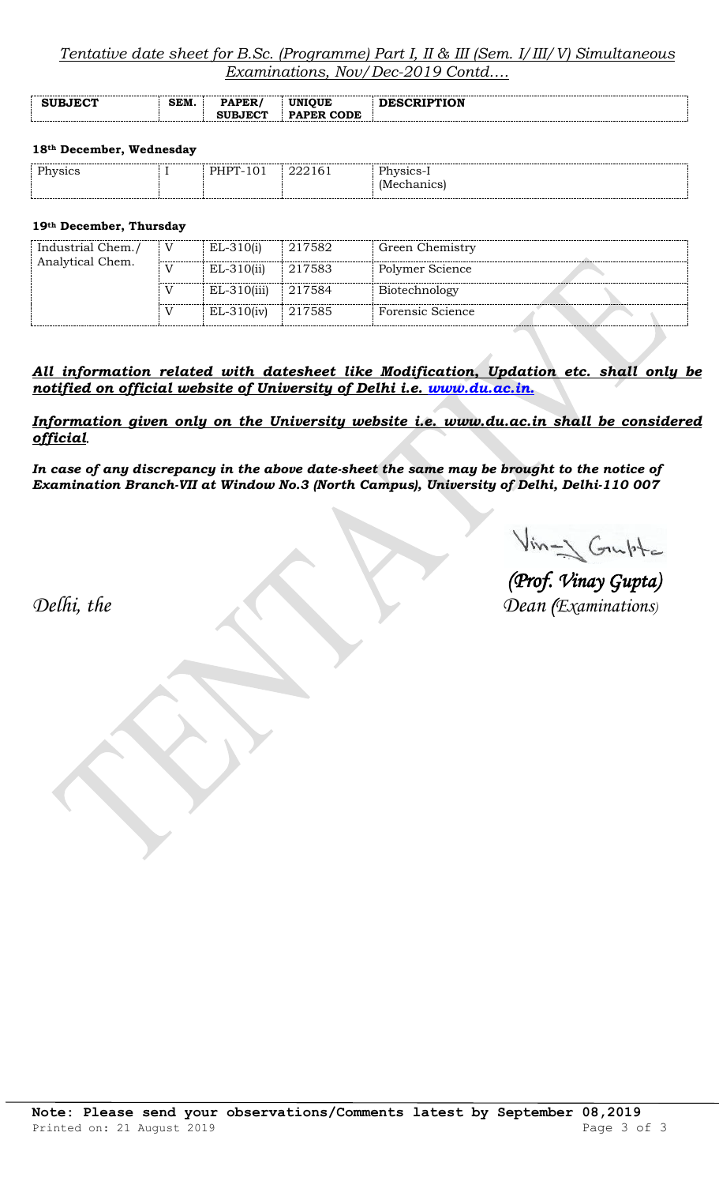*Tentative date sheet for B.Sc. (Programme) Part I, II & III (Sem. I/III/V) Simultaneous Examinations, Nov/Dec-2019 Contd….*

| SUBJECT | SEM. | PAPER/ SUBJECT | UNIQUE PAPER CODE | DESCRIPTION |
|---|---|---|---|---|

**18th December, Wednesday**

| | | | | |
|---|---|---|---|---|
| Physics | I | PHPT-101 | 222161 | Physics-I (Mechanics) |

**19th December, Thursday**

| | | | | |
|---|---|---|---|---|
| Industrial Chem./ Analytical Chem. | V | EL-310(i) | 217582 | Green Chemistry |
| | V | EL-310(ii) | 217583 | Polymer Science |
| | V | EL-310(iii) | 217584 | Biotechnology |
| | V | EL-310(iv) | 217585 | Forensic Science |

***All information related with datesheet like Modification, Updation etc. shall only be notified on official website of University of Delhi i.e. www.du.ac.in.***

***Information given only on the University website i.e. www.du.ac.in shall be considered official.***

***In case of any discrepancy in the above date-sheet the same may be brought to the notice of Examination Branch-VII at Window No.3 (North Campus), University of Delhi, Delhi-110 007***

Vinay Gupta

*(Prof. Vinay Gupta)*
*Dean (Examinations)*

*Delhi, the*

**Note: Please send your observations/Comments latest by September 08,2019**

Printed on: 21 August 2019